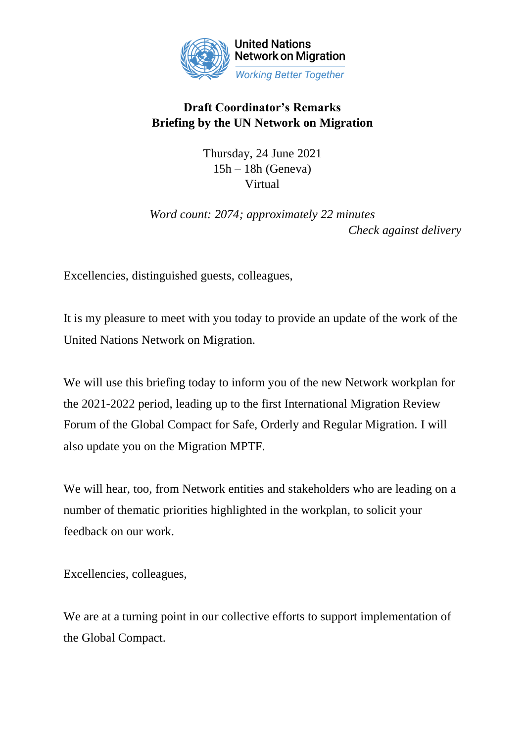United Nations
Network on Migration
*Working Better Together*

**Draft Coordinator's Remarks**
**Briefing by the UN Network on Migration**

Thursday, 24 June 2021
15h – 18h (Geneva)
Virtual

*Word count: 2074; approximately 22 minutes*

*Check against delivery*

Excellencies, distinguished guests, colleagues,

It is my pleasure to meet with you today to provide an update of the work of the United Nations Network on Migration.

We will use this briefing today to inform you of the new Network workplan for the 2021-2022 period, leading up to the first International Migration Review Forum of the Global Compact for Safe, Orderly and Regular Migration. I will also update you on the Migration MPTF.

We will hear, too, from Network entities and stakeholders who are leading on a number of thematic priorities highlighted in the workplan, to solicit your feedback on our work.

Excellencies, colleagues,

We are at a turning point in our collective efforts to support implementation of the Global Compact.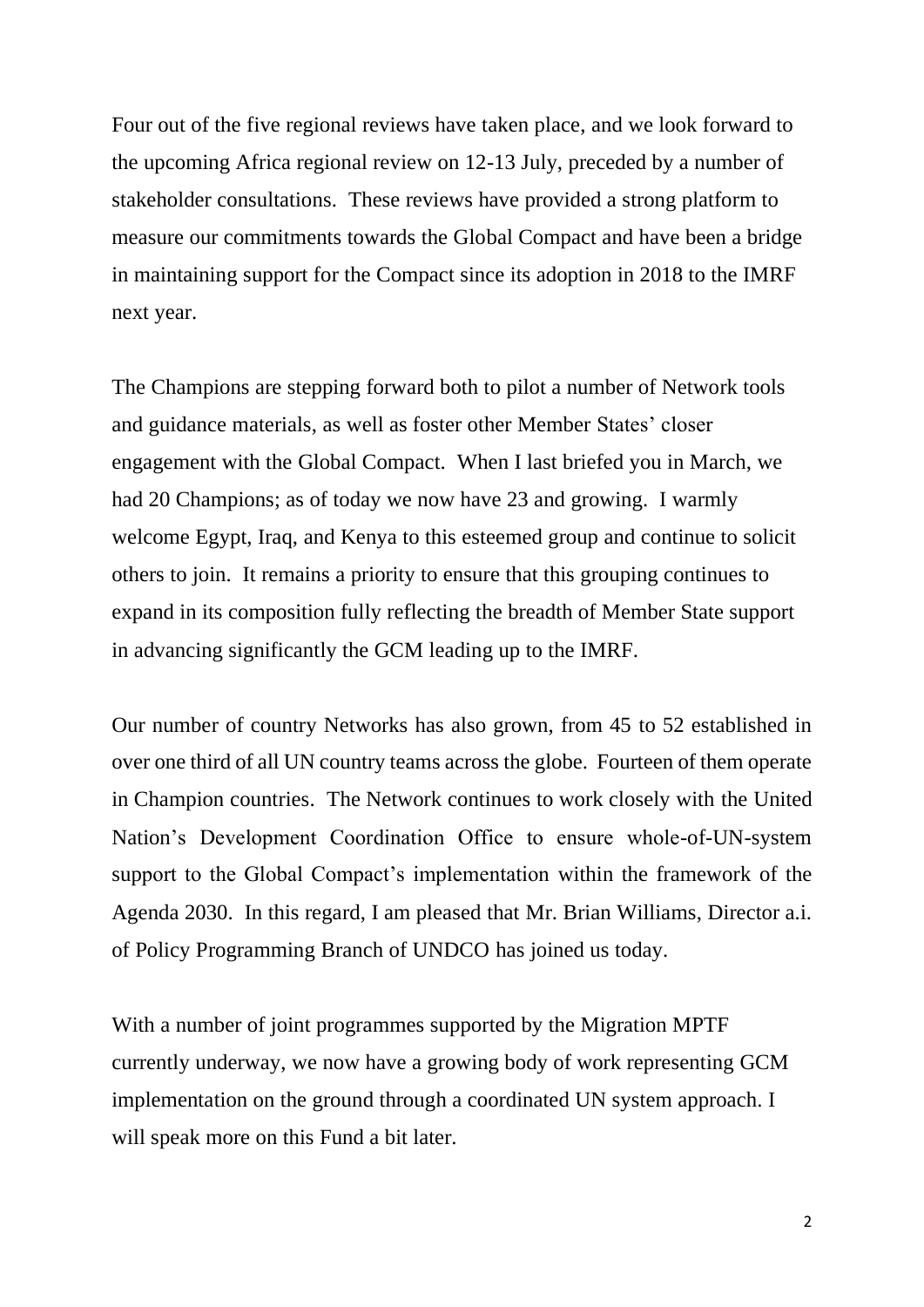Four out of the five regional reviews have taken place, and we look forward to the upcoming Africa regional review on 12-13 July, preceded by a number of stakeholder consultations. These reviews have provided a strong platform to measure our commitments towards the Global Compact and have been a bridge in maintaining support for the Compact since its adoption in 2018 to the IMRF next year.

The Champions are stepping forward both to pilot a number of Network tools and guidance materials, as well as foster other Member States' closer engagement with the Global Compact. When I last briefed you in March, we had 20 Champions; as of today we now have 23 and growing. I warmly welcome Egypt, Iraq, and Kenya to this esteemed group and continue to solicit others to join. It remains a priority to ensure that this grouping continues to expand in its composition fully reflecting the breadth of Member State support in advancing significantly the GCM leading up to the IMRF.

Our number of country Networks has also grown, from 45 to 52 established in over one third of all UN country teams across the globe. Fourteen of them operate in Champion countries. The Network continues to work closely with the United Nation's Development Coordination Office to ensure whole-of-UN-system support to the Global Compact's implementation within the framework of the Agenda 2030. In this regard, I am pleased that Mr. Brian Williams, Director a.i. of Policy Programming Branch of UNDCO has joined us today.

With a number of joint programmes supported by the Migration MPTF currently underway, we now have a growing body of work representing GCM implementation on the ground through a coordinated UN system approach. I will speak more on this Fund a bit later.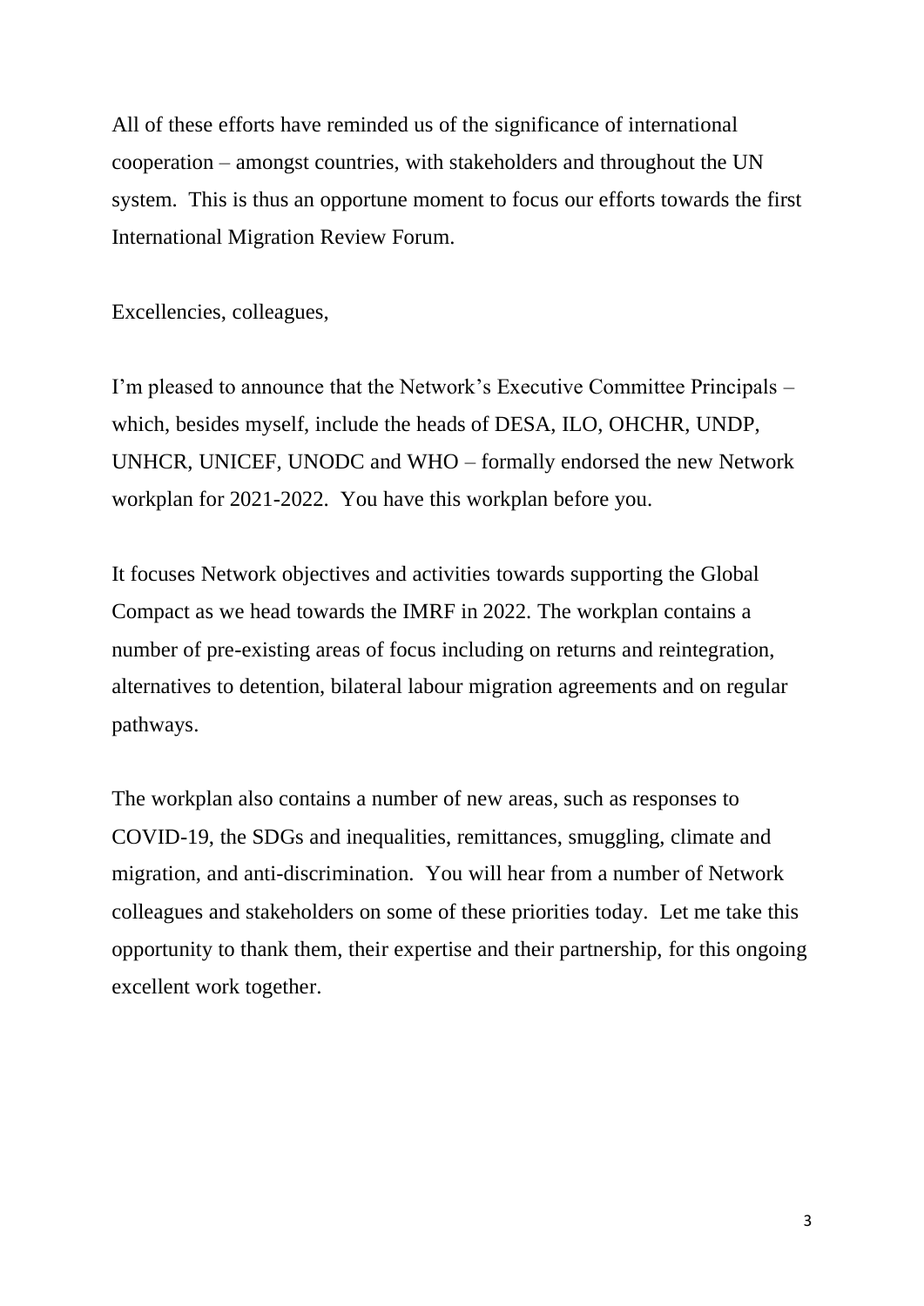All of these efforts have reminded us of the significance of international cooperation – amongst countries, with stakeholders and throughout the UN system. This is thus an opportune moment to focus our efforts towards the first International Migration Review Forum.

Excellencies, colleagues,

I'm pleased to announce that the Network's Executive Committee Principals – which, besides myself, include the heads of DESA, ILO, OHCHR, UNDP, UNHCR, UNICEF, UNODC and WHO – formally endorsed the new Network workplan for 2021-2022. You have this workplan before you.

It focuses Network objectives and activities towards supporting the Global Compact as we head towards the IMRF in 2022. The workplan contains a number of pre-existing areas of focus including on returns and reintegration, alternatives to detention, bilateral labour migration agreements and on regular pathways.

The workplan also contains a number of new areas, such as responses to COVID-19, the SDGs and inequalities, remittances, smuggling, climate and migration, and anti-discrimination. You will hear from a number of Network colleagues and stakeholders on some of these priorities today. Let me take this opportunity to thank them, their expertise and their partnership, for this ongoing excellent work together.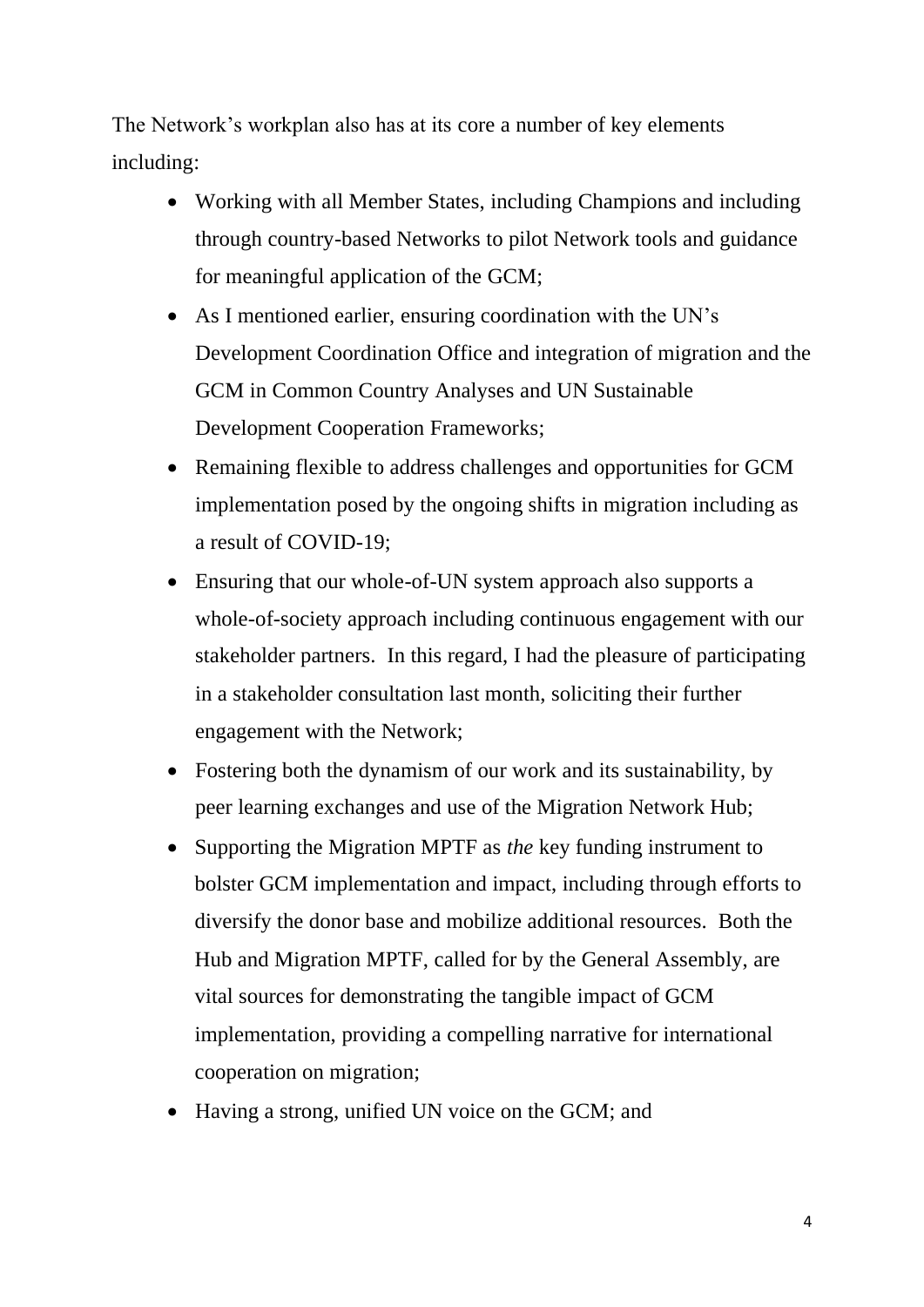The Network's workplan also has at its core a number of key elements including:

- Working with all Member States, including Champions and including through country-based Networks to pilot Network tools and guidance for meaningful application of the GCM;
- As I mentioned earlier, ensuring coordination with the UN's Development Coordination Office and integration of migration and the GCM in Common Country Analyses and UN Sustainable Development Cooperation Frameworks;
- Remaining flexible to address challenges and opportunities for GCM implementation posed by the ongoing shifts in migration including as a result of COVID-19;
- Ensuring that our whole-of-UN system approach also supports a whole-of-society approach including continuous engagement with our stakeholder partners. In this regard, I had the pleasure of participating in a stakeholder consultation last month, soliciting their further engagement with the Network;
- Fostering both the dynamism of our work and its sustainability, by peer learning exchanges and use of the Migration Network Hub;
- Supporting the Migration MPTF as *the* key funding instrument to bolster GCM implementation and impact, including through efforts to diversify the donor base and mobilize additional resources. Both the Hub and Migration MPTF, called for by the General Assembly, are vital sources for demonstrating the tangible impact of GCM implementation, providing a compelling narrative for international cooperation on migration;
- Having a strong, unified UN voice on the GCM; and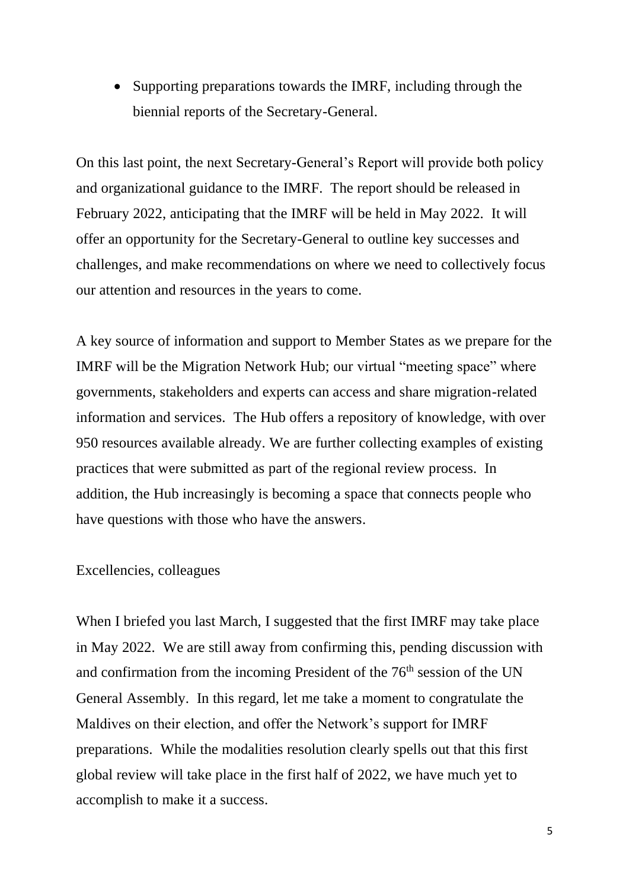- Supporting preparations towards the IMRF, including through the biennial reports of the Secretary-General.

On this last point, the next Secretary-General's Report will provide both policy and organizational guidance to the IMRF. The report should be released in February 2022, anticipating that the IMRF will be held in May 2022. It will offer an opportunity for the Secretary-General to outline key successes and challenges, and make recommendations on where we need to collectively focus our attention and resources in the years to come.

A key source of information and support to Member States as we prepare for the IMRF will be the Migration Network Hub; our virtual "meeting space" where governments, stakeholders and experts can access and share migration-related information and services. The Hub offers a repository of knowledge, with over 950 resources available already. We are further collecting examples of existing practices that were submitted as part of the regional review process. In addition, the Hub increasingly is becoming a space that connects people who have questions with those who have the answers.

Excellencies, colleagues

When I briefed you last March, I suggested that the first IMRF may take place in May 2022. We are still away from confirming this, pending discussion with and confirmation from the incoming President of the 76th session of the UN General Assembly. In this regard, let me take a moment to congratulate the Maldives on their election, and offer the Network's support for IMRF preparations. While the modalities resolution clearly spells out that this first global review will take place in the first half of 2022, we have much yet to accomplish to make it a success.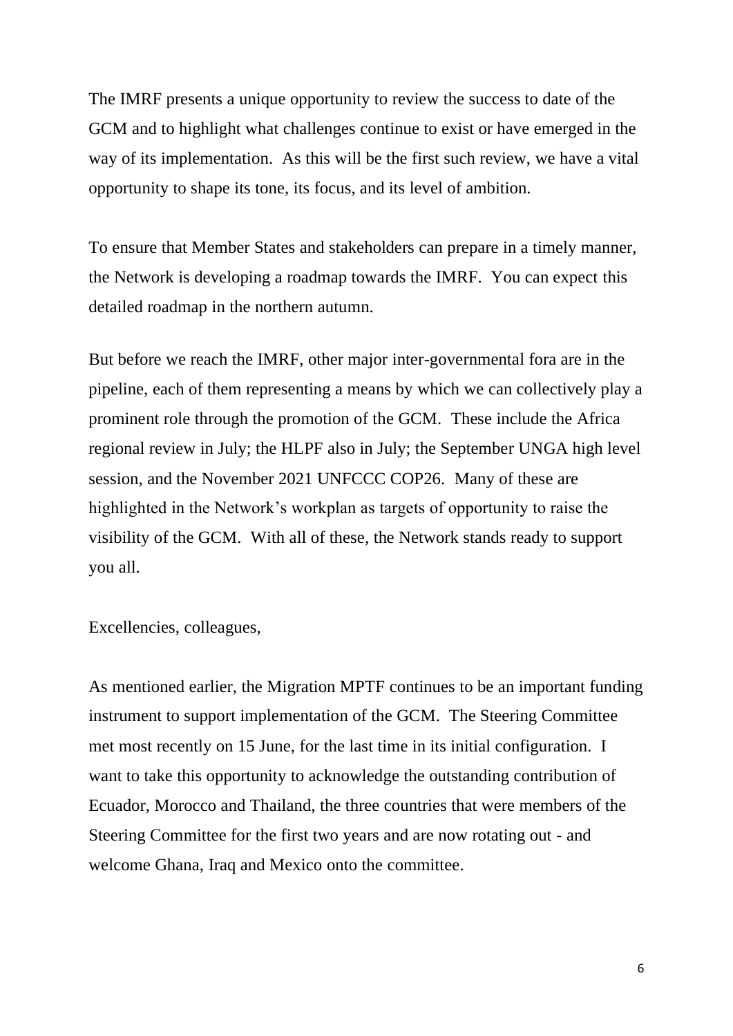The IMRF presents a unique opportunity to review the success to date of the GCM and to highlight what challenges continue to exist or have emerged in the way of its implementation. As this will be the first such review, we have a vital opportunity to shape its tone, its focus, and its level of ambition.

To ensure that Member States and stakeholders can prepare in a timely manner, the Network is developing a roadmap towards the IMRF. You can expect this detailed roadmap in the northern autumn.

But before we reach the IMRF, other major inter-governmental fora are in the pipeline, each of them representing a means by which we can collectively play a prominent role through the promotion of the GCM. These include the Africa regional review in July; the HLPF also in July; the September UNGA high level session, and the November 2021 UNFCCC COP26. Many of these are highlighted in the Network's workplan as targets of opportunity to raise the visibility of the GCM. With all of these, the Network stands ready to support you all.

Excellencies, colleagues,

As mentioned earlier, the Migration MPTF continues to be an important funding instrument to support implementation of the GCM. The Steering Committee met most recently on 15 June, for the last time in its initial configuration. I want to take this opportunity to acknowledge the outstanding contribution of Ecuador, Morocco and Thailand, the three countries that were members of the Steering Committee for the first two years and are now rotating out - and welcome Ghana, Iraq and Mexico onto the committee.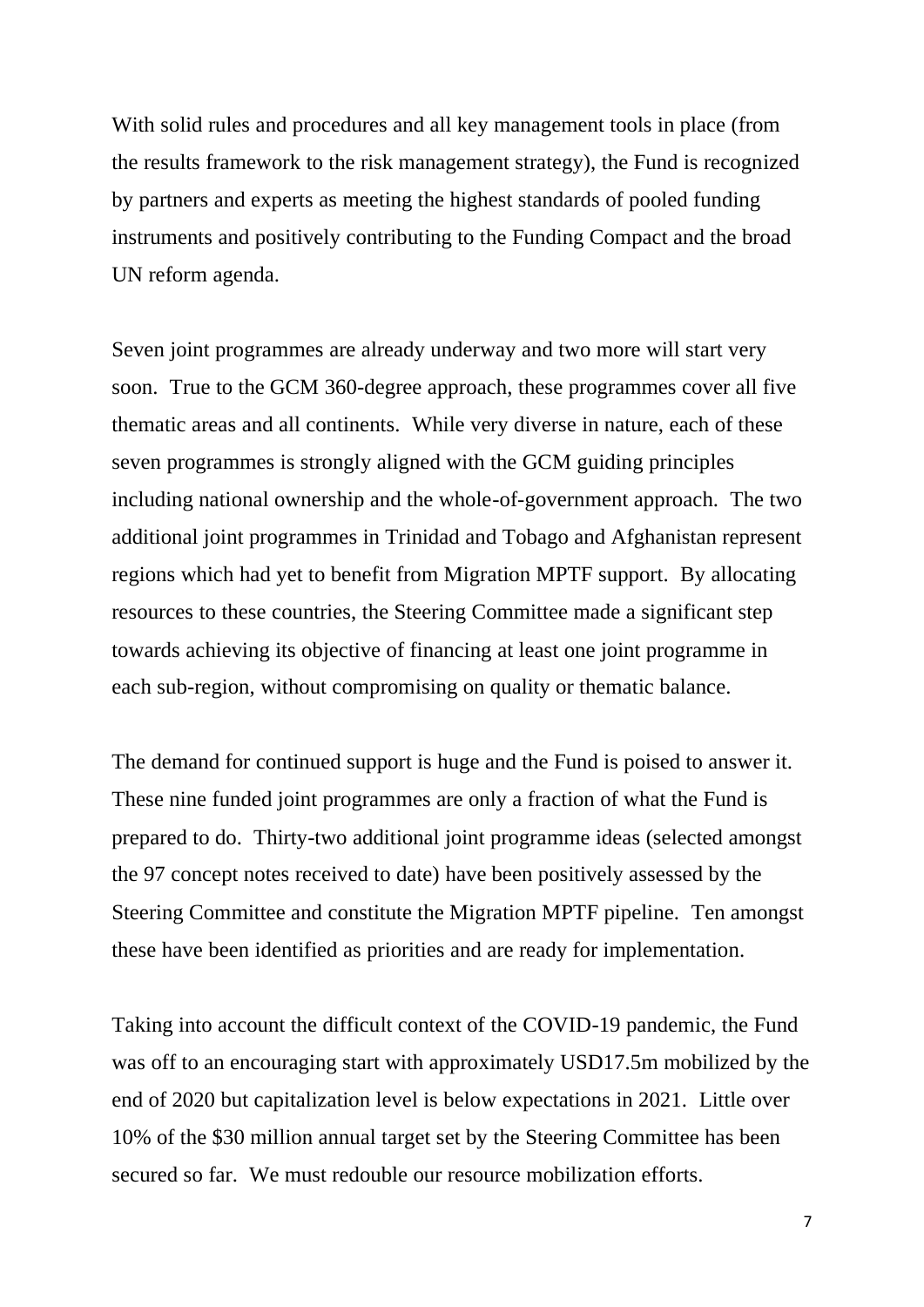With solid rules and procedures and all key management tools in place (from the results framework to the risk management strategy), the Fund is recognized by partners and experts as meeting the highest standards of pooled funding instruments and positively contributing to the Funding Compact and the broad UN reform agenda.

Seven joint programmes are already underway and two more will start very soon. True to the GCM 360-degree approach, these programmes cover all five thematic areas and all continents. While very diverse in nature, each of these seven programmes is strongly aligned with the GCM guiding principles including national ownership and the whole-of-government approach. The two additional joint programmes in Trinidad and Tobago and Afghanistan represent regions which had yet to benefit from Migration MPTF support. By allocating resources to these countries, the Steering Committee made a significant step towards achieving its objective of financing at least one joint programme in each sub-region, without compromising on quality or thematic balance.

The demand for continued support is huge and the Fund is poised to answer it. These nine funded joint programmes are only a fraction of what the Fund is prepared to do. Thirty-two additional joint programme ideas (selected amongst the 97 concept notes received to date) have been positively assessed by the Steering Committee and constitute the Migration MPTF pipeline. Ten amongst these have been identified as priorities and are ready for implementation.

Taking into account the difficult context of the COVID-19 pandemic, the Fund was off to an encouraging start with approximately USD17.5m mobilized by the end of 2020 but capitalization level is below expectations in 2021. Little over 10% of the $30 million annual target set by the Steering Committee has been secured so far. We must redouble our resource mobilization efforts.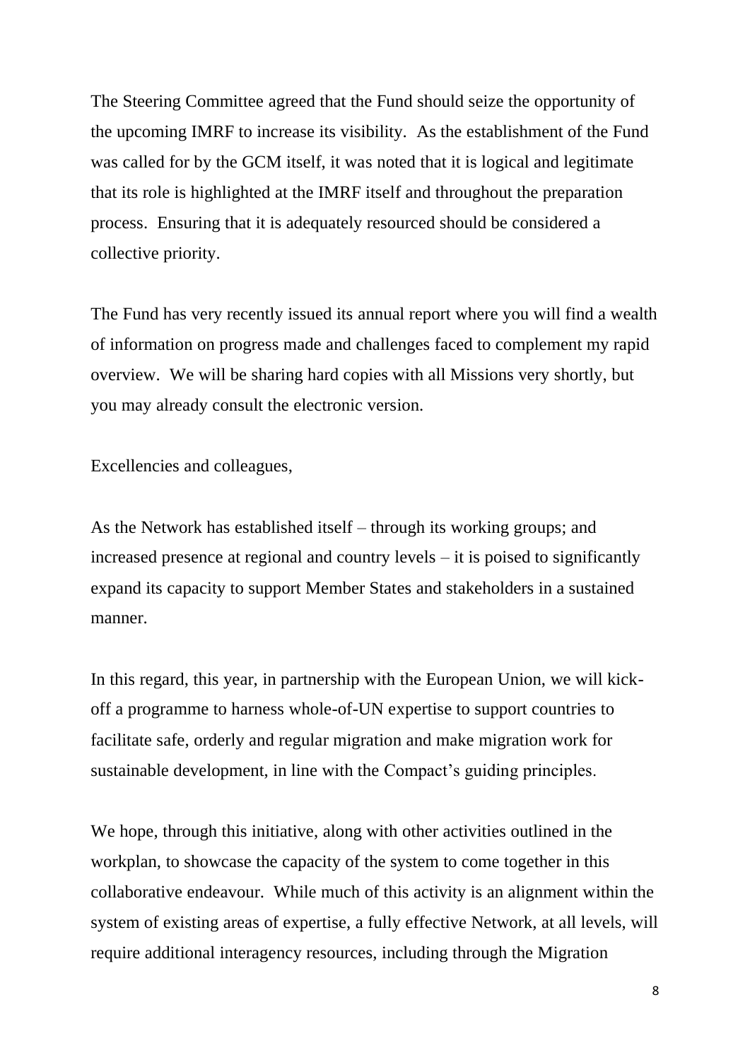The Steering Committee agreed that the Fund should seize the opportunity of the upcoming IMRF to increase its visibility. As the establishment of the Fund was called for by the GCM itself, it was noted that it is logical and legitimate that its role is highlighted at the IMRF itself and throughout the preparation process. Ensuring that it is adequately resourced should be considered a collective priority.

The Fund has very recently issued its annual report where you will find a wealth of information on progress made and challenges faced to complement my rapid overview. We will be sharing hard copies with all Missions very shortly, but you may already consult the electronic version.

Excellencies and colleagues,

As the Network has established itself – through its working groups; and increased presence at regional and country levels – it is poised to significantly expand its capacity to support Member States and stakeholders in a sustained manner.

In this regard, this year, in partnership with the European Union, we will kick-off a programme to harness whole-of-UN expertise to support countries to facilitate safe, orderly and regular migration and make migration work for sustainable development, in line with the Compact's guiding principles.

We hope, through this initiative, along with other activities outlined in the workplan, to showcase the capacity of the system to come together in this collaborative endeavour. While much of this activity is an alignment within the system of existing areas of expertise, a fully effective Network, at all levels, will require additional interagency resources, including through the Migration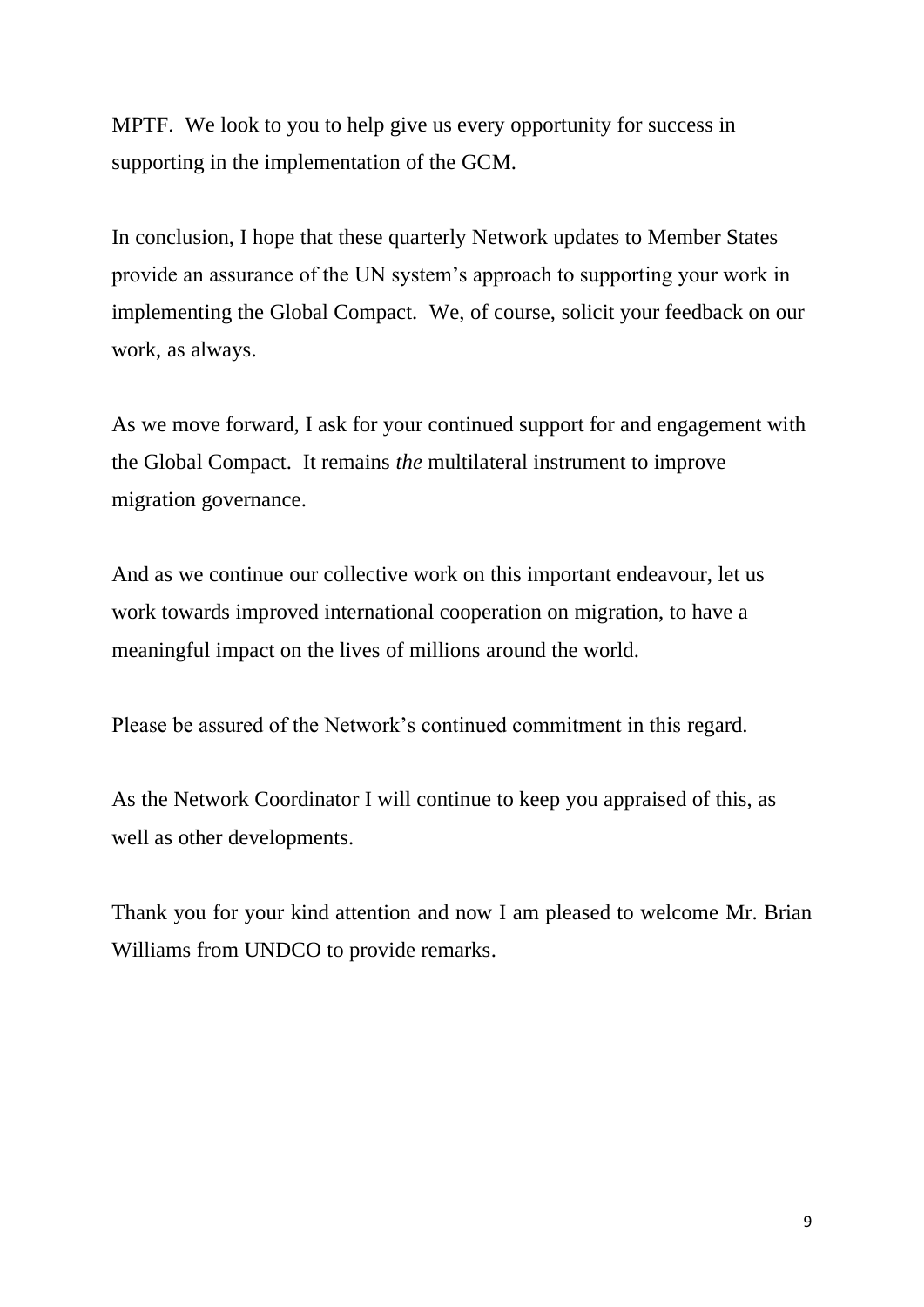MPTF. We look to you to help give us every opportunity for success in supporting in the implementation of the GCM.

In conclusion, I hope that these quarterly Network updates to Member States provide an assurance of the UN system's approach to supporting your work in implementing the Global Compact. We, of course, solicit your feedback on our work, as always.

As we move forward, I ask for your continued support for and engagement with the Global Compact. It remains *the* multilateral instrument to improve migration governance.

And as we continue our collective work on this important endeavour, let us work towards improved international cooperation on migration, to have a meaningful impact on the lives of millions around the world.

Please be assured of the Network's continued commitment in this regard.

As the Network Coordinator I will continue to keep you appraised of this, as well as other developments.

Thank you for your kind attention and now I am pleased to welcome Mr. Brian Williams from UNDCO to provide remarks.